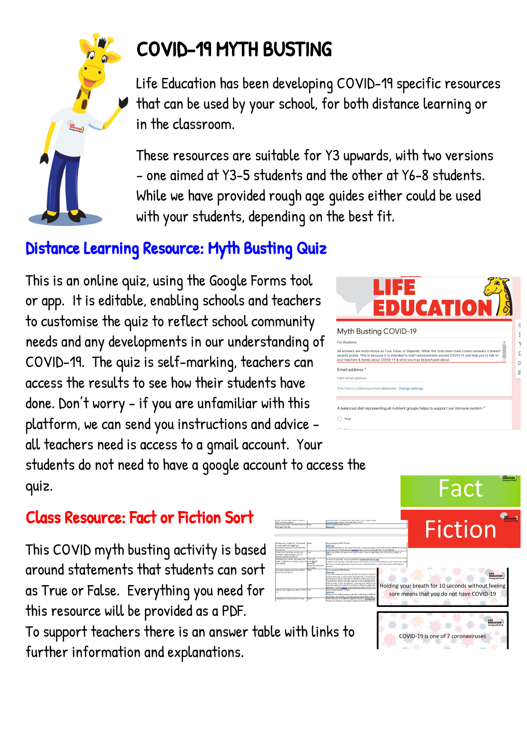# COVID-19 MYTH BUSTING

Life Education has been developing COVID-19 specific resources that can be used by your school, for both distance learning or in the classroom.

These resources are suitable for Y3 upwards, with two versions – one aimed at Y3-5 students and the other at Y6-8 students. While we have provided rough age guides either could be used with your students, depending on the best fit.

## Distance Learning Resource: Myth Busting Quiz

This is an online quiz, using the Google Forms tool or app. It is editable, enabling schools and teachers to customise the quiz to reflect school community needs and any developments in our understanding of COVID-19. The quiz is self-marking, teachers can access the results to see how their students have done. Don't worry – if you are unfamiliar with this platform, we can send you instructions and advice – all teachers need is access to a gmail account. Your students do not need to have a google account to access the quiz.

## Class Resource: Fact or Fiction Sort

This COVID myth busting activity is based around statements that students can sort as True or False. Everything you need for this resource will be provided as a PDF.

To support teachers there is an answer table with links to further information and explanations.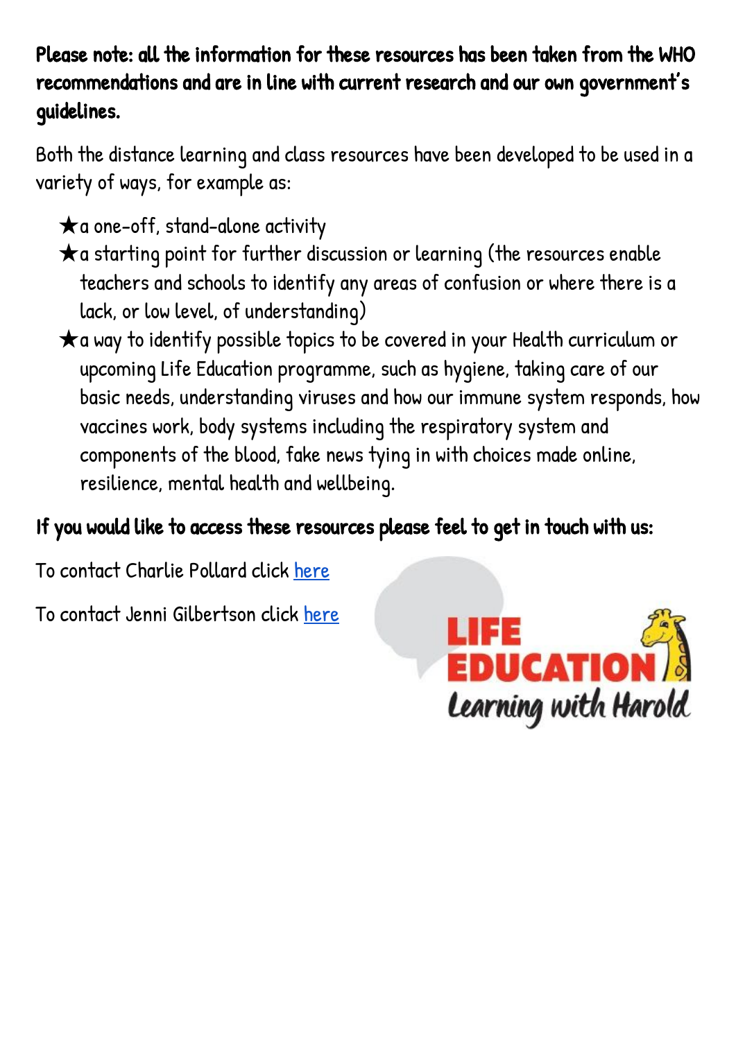**Please note: all the information for these resources has been taken from the WHO recommendations and are in line with current research and our own government's guidelines.**

Both the distance learning and class resources have been developed to be used in a variety of ways, for example as:

★a one-off, stand-alone activity
★a starting point for further discussion or learning (the resources enable teachers and schools to identify any areas of confusion or where there is a lack, or low level, of understanding)
★a way to identify possible topics to be covered in your Health curriculum or upcoming Life Education programme, such as hygiene, taking care of our basic needs, understanding viruses and how our immune system responds, how vaccines work, body systems including the respiratory system and components of the blood, fake news tying in with choices made online, resilience, mental health and wellbeing.

**If you would like to access these resources please feel to get in touch with us:**

To contact Charlie Pollard click here

To contact Jenni Gilbertson click here

LIFE EDUCATION
Learning with Harold